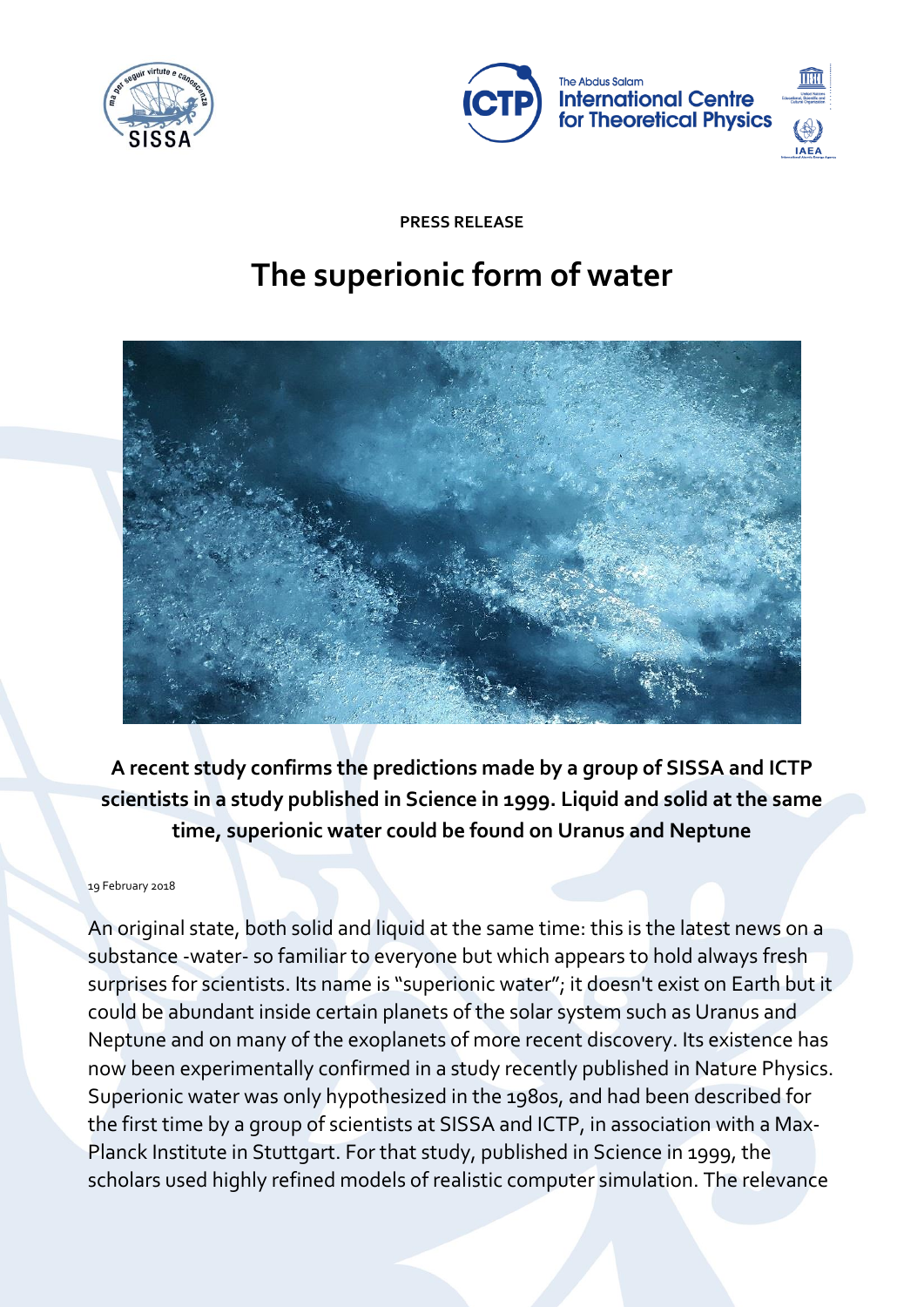PRESS RELEASE

# The superionic form of water

**A recent study confirms the predictions made by a group of SISSA and ICTP scientists in a study published in Science in 1999. Liquid and solid at the same time, superionic water could be found on Uranus and Neptune**

19 February 2018

An original state, both solid and liquid at the same time: this is the latest news on a substance -water- so familiar to everyone but which appears to hold always fresh surprises for scientists. Its name is "superionic water"; it doesn't exist on Earth but it could be abundant inside certain planets of the solar system such as Uranus and Neptune and on many of the exoplanets of more recent discovery. Its existence has now been experimentally confirmed in a study recently published in Nature Physics. Superionic water was only hypothesized in the 1980s, and had been described for the first time by a group of scientists at SISSA and ICTP, in association with a Max-Planck Institute in Stuttgart. For that study, published in Science in 1999, the scholars used highly refined models of realistic computer simulation. The relevance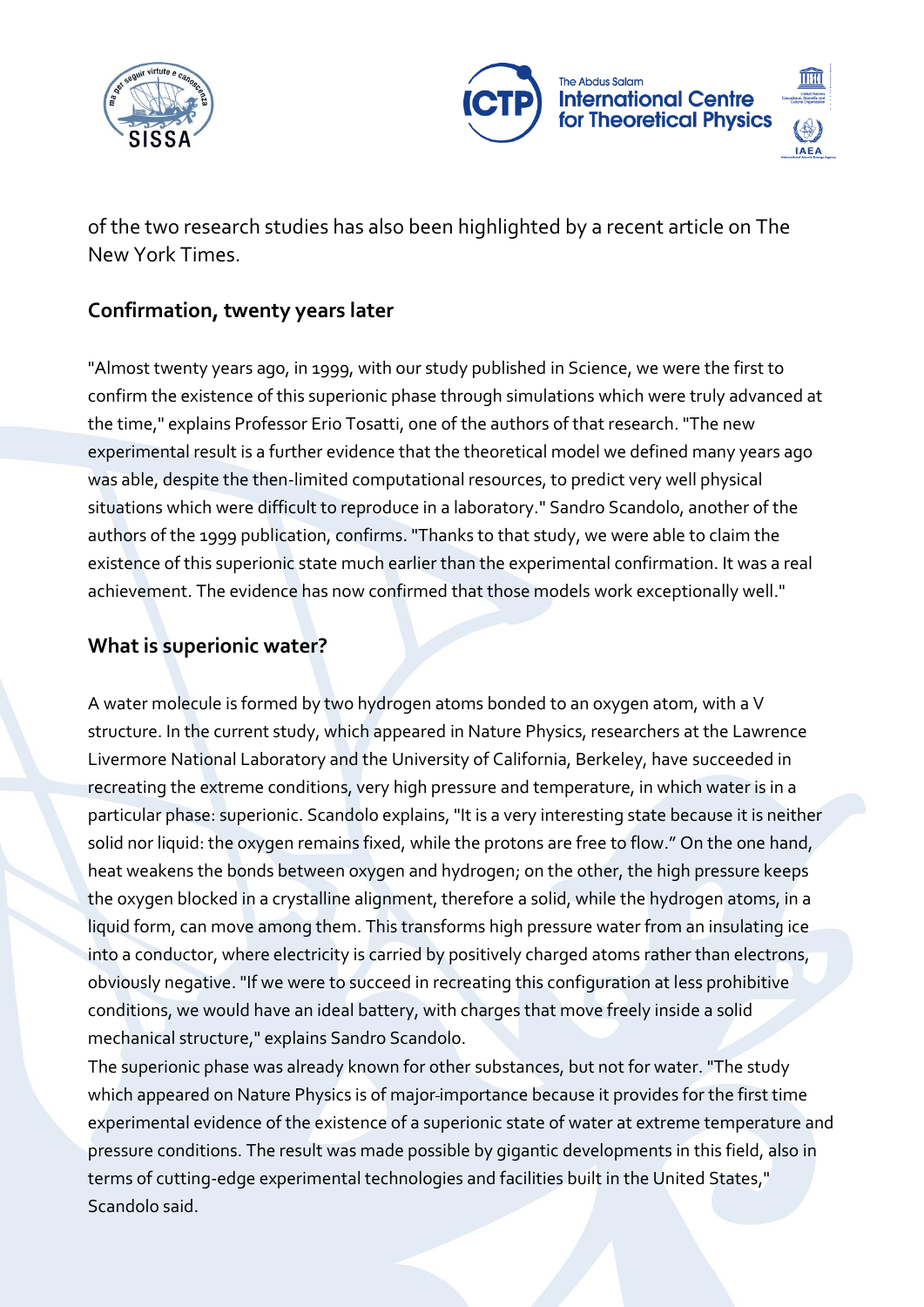of the two research studies has also been highlighted by a recent article on The New York Times.

## Confirmation, twenty years later

"Almost twenty years ago, in 1999, with our study published in Science, we were the first to confirm the existence of this superionic phase through simulations which were truly advanced at the time," explains Professor Erio Tosatti, one of the authors of that research. "The new experimental result is a further evidence that the theoretical model we defined many years ago was able, despite the then-limited computational resources, to predict very well physical situations which were difficult to reproduce in a laboratory." Sandro Scandolo, another of the authors of the 1999 publication, confirms. "Thanks to that study, we were able to claim the existence of this superionic state much earlier than the experimental confirmation. It was a real achievement. The evidence has now confirmed that those models work exceptionally well."

## What is superionic water?

A water molecule is formed by two hydrogen atoms bonded to an oxygen atom, with a V structure. In the current study, which appeared in Nature Physics, researchers at the Lawrence Livermore National Laboratory and the University of California, Berkeley, have succeeded in recreating the extreme conditions, very high pressure and temperature, in which water is in a particular phase: superionic. Scandolo explains, "It is a very interesting state because it is neither solid nor liquid: the oxygen remains fixed, while the protons are free to flow." On the one hand, heat weakens the bonds between oxygen and hydrogen; on the other, the high pressure keeps the oxygen blocked in a crystalline alignment, therefore a solid, while the hydrogen atoms, in a liquid form, can move among them. This transforms high pressure water from an insulating ice into a conductor, where electricity is carried by positively charged atoms rather than electrons, obviously negative. "If we were to succeed in recreating this configuration at less prohibitive conditions, we would have an ideal battery, with charges that move freely inside a solid mechanical structure," explains Sandro Scandolo.

The superionic phase was already known for other substances, but not for water. "The study which appeared on Nature Physics is of major-importance because it provides for the first time experimental evidence of the existence of a superionic state of water at extreme temperature and pressure conditions. The result was made possible by gigantic developments in this field, also in terms of cutting-edge experimental technologies and facilities built in the United States," Scandolo said.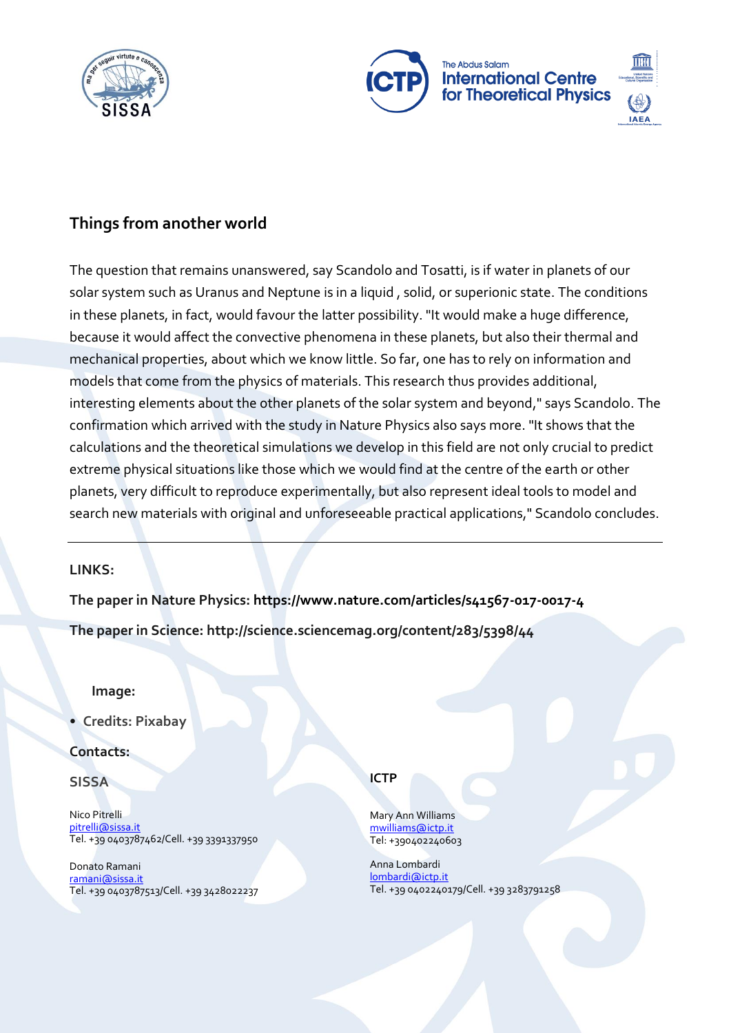## Things from another world

The question that remains unanswered, say Scandolo and Tosatti, is if water in planets of our solar system such as Uranus and Neptune is in a liquid , solid, or superionic state. The conditions in these planets, in fact, would favour the latter possibility. "It would make a huge difference, because it would affect the convective phenomena in these planets, but also their thermal and mechanical properties, about which we know little. So far, one has to rely on information and models that come from the physics of materials. This research thus provides additional, interesting elements about the other planets of the solar system and beyond," says Scandolo. The confirmation which arrived with the study in Nature Physics also says more. "It shows that the calculations and the theoretical simulations we develop in this field are not only crucial to predict extreme physical situations like those which we would find at the centre of the earth or other planets, very difficult to reproduce experimentally, but also represent ideal tools to model and search new materials with original and unforeseeable practical applications," Scandolo concludes.

---

**LINKS:**

**The paper in Nature Physics: https://www.nature.com/articles/s41567-017-0017-4**

**The paper in Science: http://science.sciencemag.org/content/283/5398/44**

**Image:**

- **Credits: Pixabay**

**Contacts:**

**SISSA**

Nico Pitrelli
pitrelli@sissa.it
Tel. +39 0403787462/Cell. +39 3391337950

Donato Ramani
ramani@sissa.it
Tel. +39 0403787513/Cell. +39 3428022237

**ICTP**

Mary Ann Williams
mwilliams@ictp.it
Tel: +390402240603

Anna Lombardi
lombardi@ictp.it
Tel. +39 0402240179/Cell. +39 3283791258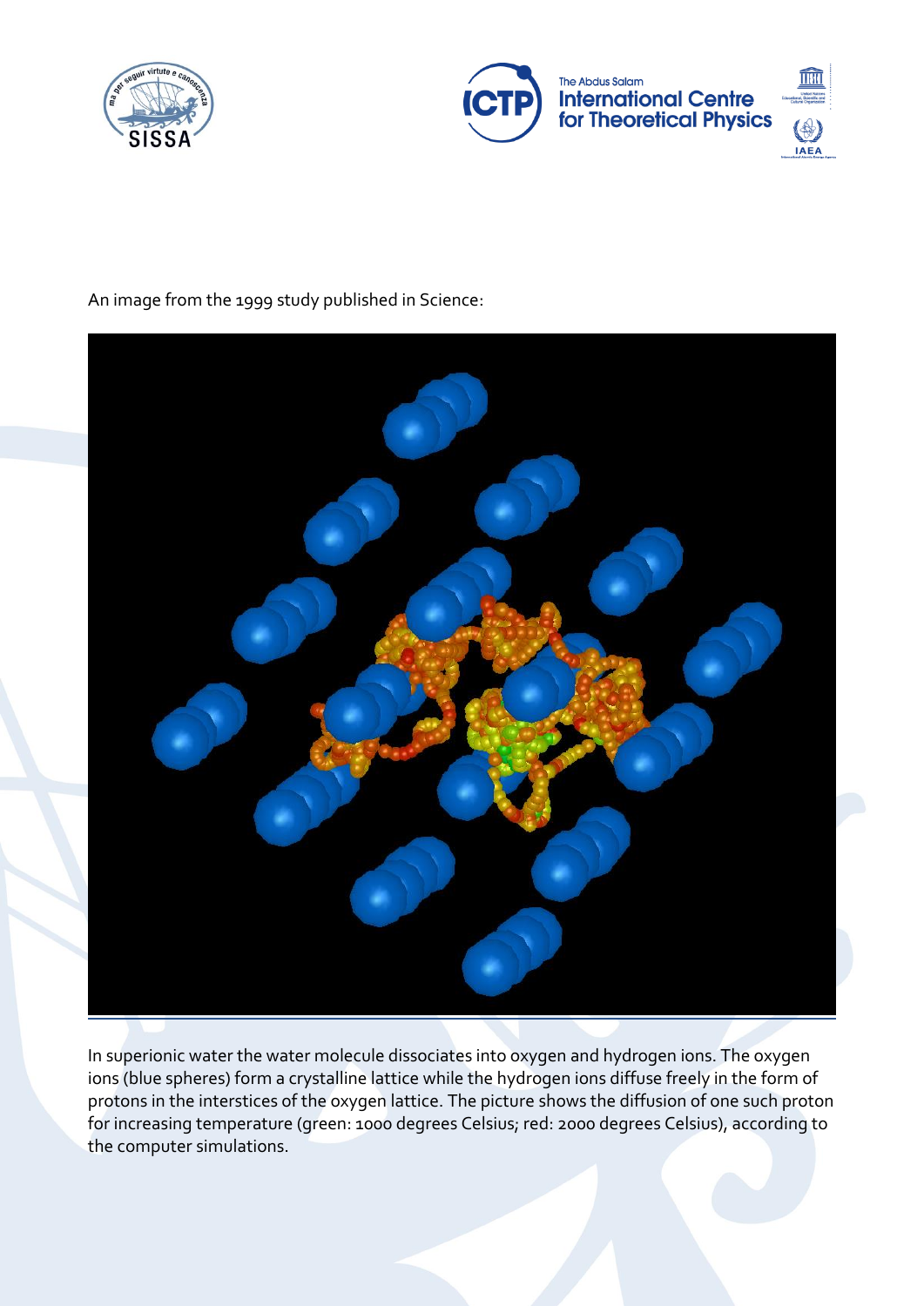An image from the 1999 study published in Science:

In superionic water the water molecule dissociates into oxygen and hydrogen ions. The oxygen ions (blue spheres) form a crystalline lattice while the hydrogen ions diffuse freely in the form of protons in the interstices of the oxygen lattice. The picture shows the diffusion of one such proton for increasing temperature (green: 1000 degrees Celsius; red: 2000 degrees Celsius), according to the computer simulations.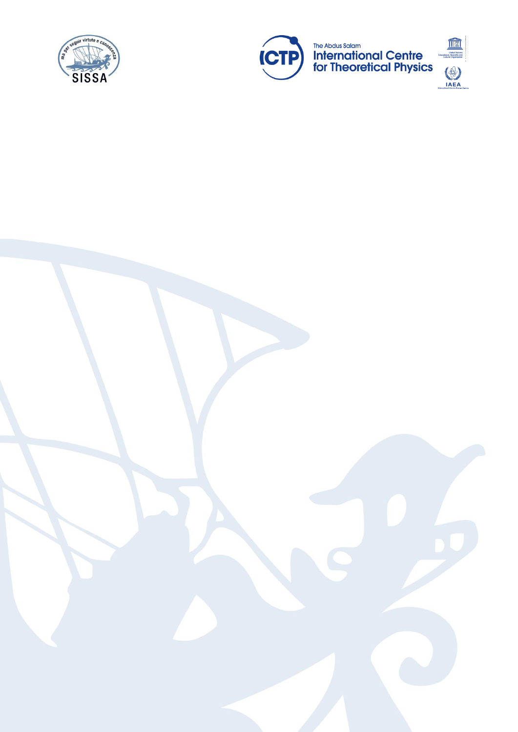ma per seguir virtute e canoscenza

SISSA

ICTP

The Abdus Salam
International Centre
for Theoretical Physics

IAEA